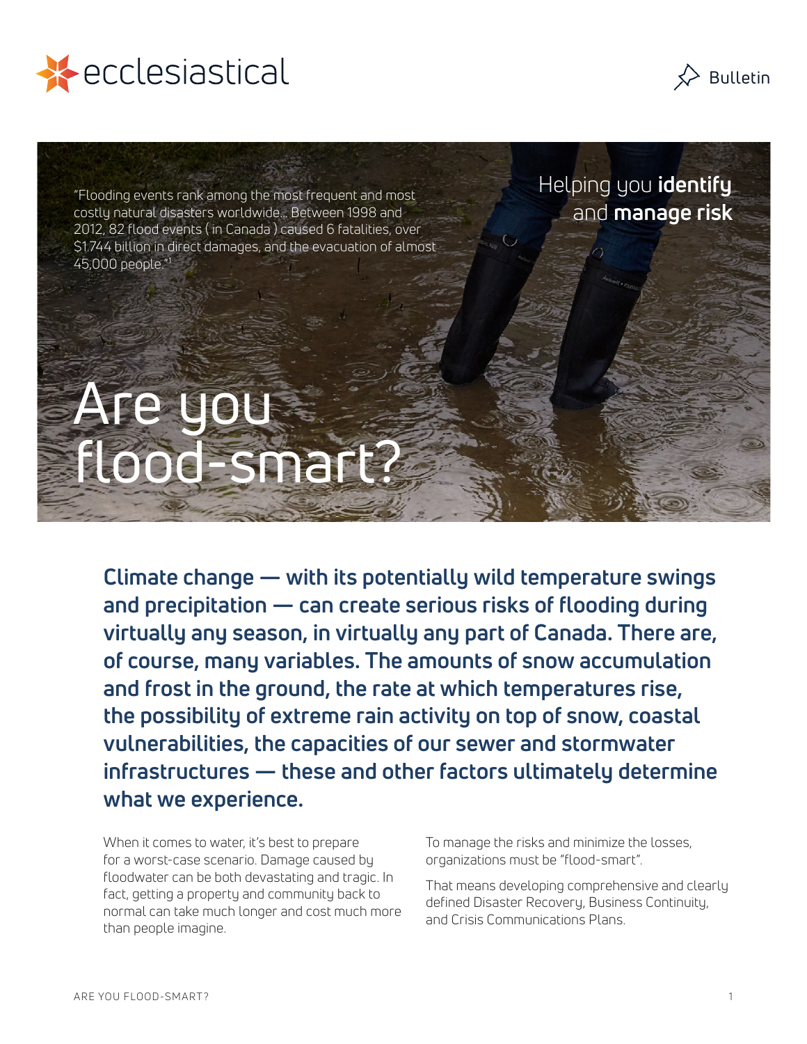ecclesiastical

Bulletin

"Flooding events rank among the most frequent and most costly natural disasters worldwide... Between 1998 and 2012, 82 flood events ( in Canada ) caused 6 fatalities, over $1.744 billion in direct damages, and the evacuation of almost 45,000 people."[1]

Helping you **identify** and **manage risk**

# Are you flood-smart?

**Climate change — with its potentially wild temperature swings and precipitation — can create serious risks of flooding during virtually any season, in virtually any part of Canada. There are, of course, many variables. The amounts of snow accumulation and frost in the ground, the rate at which temperatures rise, the possibility of extreme rain activity on top of snow, coastal vulnerabilities, the capacities of our sewer and stormwater infrastructures — these and other factors ultimately determine what we experience.**

When it comes to water, it's best to prepare for a worst-case scenario. Damage caused by floodwater can be both devastating and tragic. In fact, getting a property and community back to normal can take much longer and cost much more than people imagine.

To manage the risks and minimize the losses, organizations must be "flood-smart".

That means developing comprehensive and clearly defined Disaster Recovery, Business Continuity, and Crisis Communications Plans.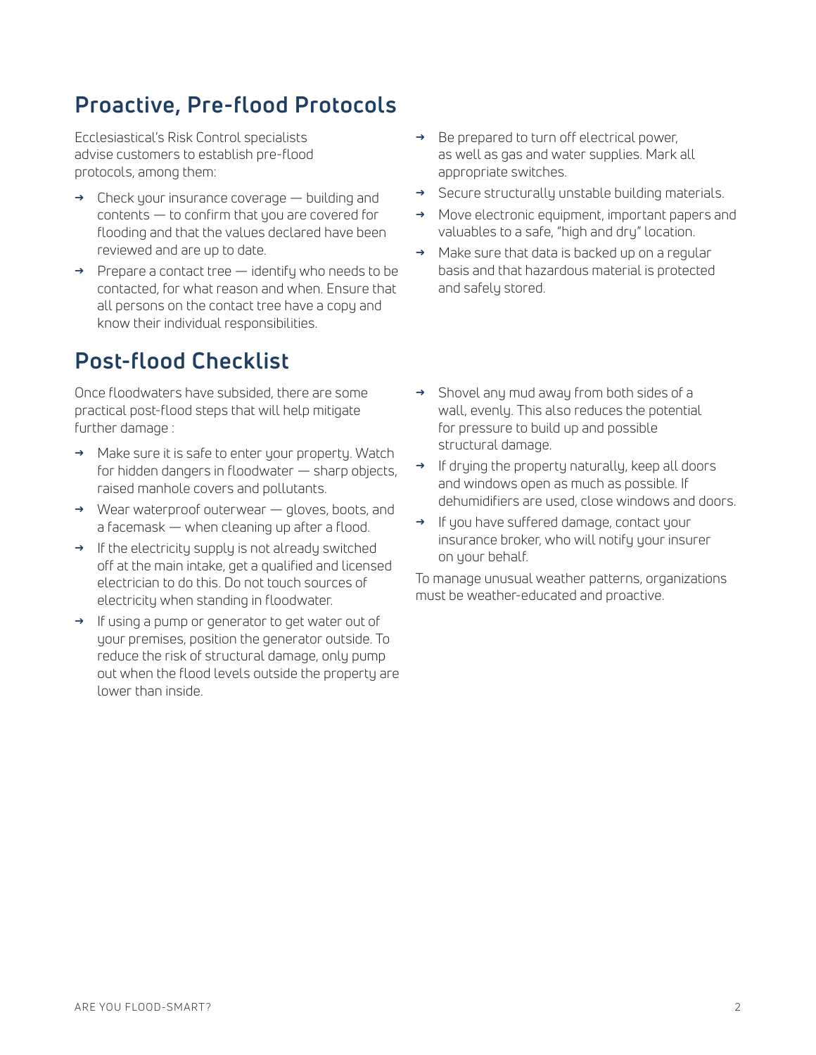## Proactive, Pre-flood Protocols

Ecclesiastical's Risk Control specialists advise customers to establish pre-flood protocols, among them:

- Check your insurance coverage — building and contents — to confirm that you are covered for flooding and that the values declared have been reviewed and are up to date.
- Prepare a contact tree — identify who needs to be contacted, for what reason and when. Ensure that all persons on the contact tree have a copy and know their individual responsibilities.
- Be prepared to turn off electrical power, as well as gas and water supplies. Mark all appropriate switches.
- Secure structurally unstable building materials.
- Move electronic equipment, important papers and valuables to a safe, "high and dry" location.
- Make sure that data is backed up on a regular basis and that hazardous material is protected and safely stored.

## Post-flood Checklist

Once floodwaters have subsided, there are some practical post-flood steps that will help mitigate further damage :

- Make sure it is safe to enter your property. Watch for hidden dangers in floodwater — sharp objects, raised manhole covers and pollutants.
- Wear waterproof outerwear — gloves, boots, and a facemask — when cleaning up after a flood.
- If the electricity supply is not already switched off at the main intake, get a qualified and licensed electrician to do this. Do not touch sources of electricity when standing in floodwater.
- If using a pump or generator to get water out of your premises, position the generator outside. To reduce the risk of structural damage, only pump out when the flood levels outside the property are lower than inside.
- Shovel any mud away from both sides of a wall, evenly. This also reduces the potential for pressure to build up and possible structural damage.
- If drying the property naturally, keep all doors and windows open as much as possible. If dehumidifiers are used, close windows and doors.
- If you have suffered damage, contact your insurance broker, who will notify your insurer on your behalf.

To manage unusual weather patterns, organizations must be weather-educated and proactive.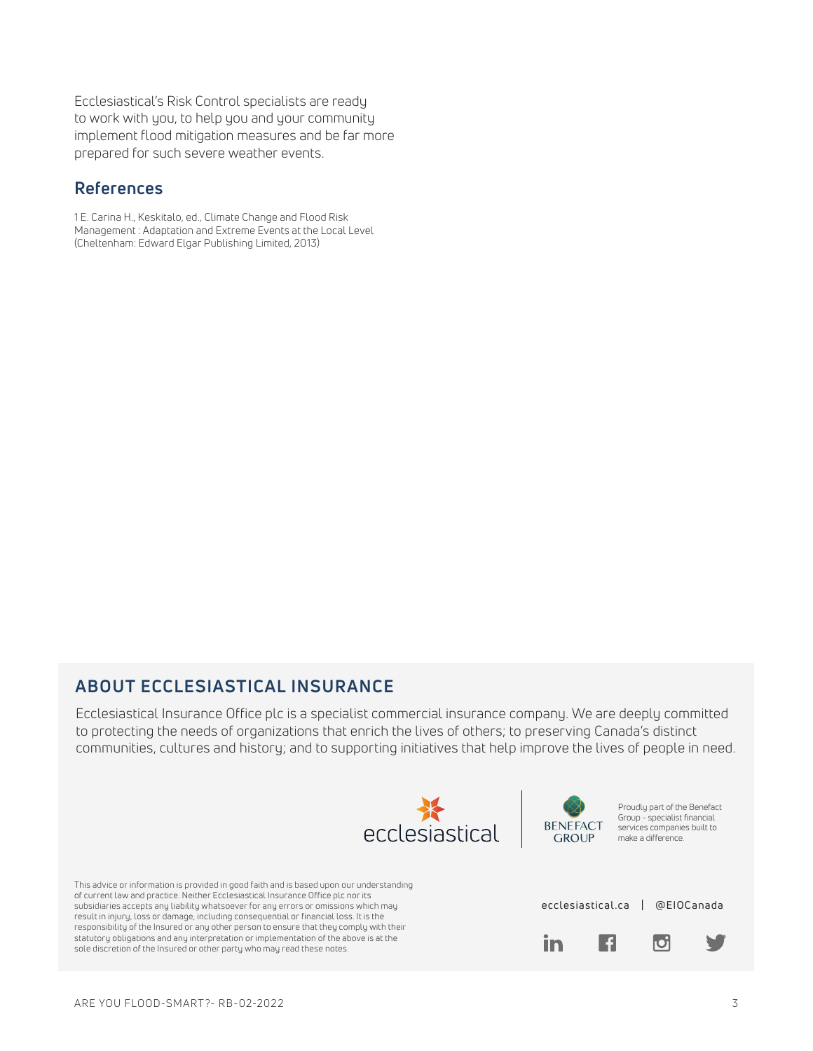Ecclesiastical's Risk Control specialists are ready to work with you, to help you and your community implement flood mitigation measures and be far more prepared for such severe weather events.

## References

1 E. Carina H., Keskitalo, ed., Climate Change and Flood Risk Management : Adaptation and Extreme Events at the Local Level (Cheltenham: Edward Elgar Publishing Limited, 2013)

## ABOUT ECCLESIASTICAL INSURANCE

Ecclesiastical Insurance Office plc is a specialist commercial insurance company. We are deeply committed to protecting the needs of organizations that enrich the lives of others; to preserving Canada's distinct communities, cultures and history; and to supporting initiatives that help improve the lives of people in need.

ecclesiastical

BENEFACT GROUP

Proudly part of the Benefact Group - specialist financial services companies built to make a difference.

This advice or information is provided in good faith and is based upon our understanding of current law and practice. Neither Ecclesiastical Insurance Office plc nor its subsidiaries accepts any liability whatsoever for any errors or omissions which may result in injury, loss or damage, including consequential or financial loss. It is the responsibility of the Insured or any other person to ensure that they comply with their statutory obligations and any interpretation or implementation of the above is at the sole discretion of the Insured or other party who may read these notes.

ecclesiastical.ca | @EIOCanada